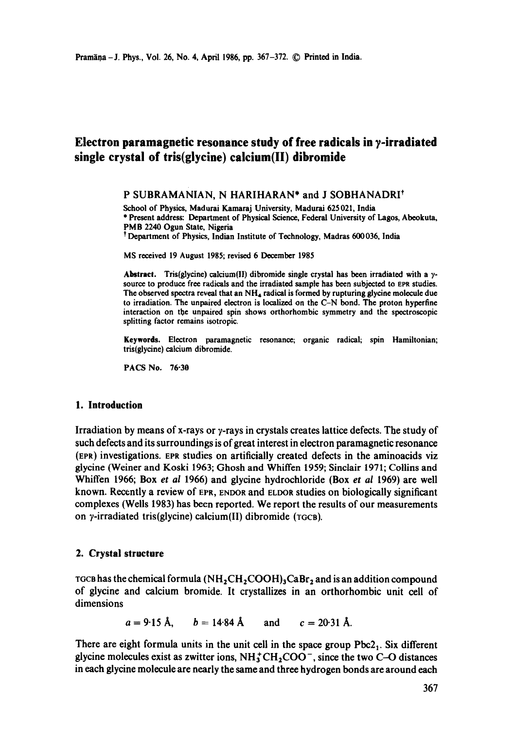# Electron paramagnetic resonance study of free radicals in $\gamma$-irradiated single crystal of tris(glycine) calcium(II) dibromide

P SUBRAMANIAN, N HARIHARAN* and J SOBHANADRI[†]

School of Physics, Madurai Kamaraj University, Madurai 625 021, India

\* Present address: Department of Physical Science, Federal University of Lagos, Abeokuta, PMB 2240 Ogun State, Nigeria

[†] Department of Physics, Indian Institute of Technology, Madras 600 036, India

MS received 19 August 1985; revised 6 December 1985

**Abstract.** Tris(glycine) calcium(II) dibromide single crystal has been irradiated with a $\gamma$-source to produce free radicals and the irradiated sample has been subjected to EPR studies. The observed spectra reveal that an $NH_4$ radical is formed by rupturing glycine molecule due to irradiation. The unpaired electron is localized on the C–N bond. The proton hyperfine interaction on the unpaired spin shows orthorhombic symmetry and the spectroscopic splitting factor remains isotropic.

**Keywords.** Electron paramagnetic resonance; organic radical; spin Hamiltonian; tris(glycine) calcium dibromide.

**PACS No.** 76·30

## 1. Introduction

Irradiation by means of x-rays or $\gamma$-rays in crystals creates lattice defects. The study of such defects and its surroundings is of great interest in electron paramagnetic resonance (EPR) investigations. EPR studies on artificially created defects in the aminoacids viz glycine (Weiner and Koski 1963; Ghosh and Whiffen 1959; Sinclair 1971; Collins and Whiffen 1966; Box *et al* 1966) and glycine hydrochloride (Box *et al* 1969) are well known. Recently a review of EPR, ENDOR and ELDOR studies on biologically significant complexes (Wells 1983) has been reported. We report the results of our measurements on $\gamma$-irradiated tris(glycine) calcium(II) dibromide (TGCB).

## 2. Crystal structure

TGCB has the chemical formula $(NH_2CH_2COOH)_3CaBr_2$ and is an addition compound of glycine and calcium bromide. It crystallizes in an orthorhombic unit cell of dimensions

$$a = 9{\cdot}15\ \text{Å}, \qquad b = 14{\cdot}84\ \text{Å} \qquad \text{and} \qquad c = 20{\cdot}31\ \text{Å}.$$

There are eight formula units in the unit cell in the space group $Pbc2_1$. Six different glycine molecules exist as zwitter ions, $NH_3^+CH_2COO^-$, since the two C–O distances in each glycine molecule are nearly the same and three hydrogen bonds are around each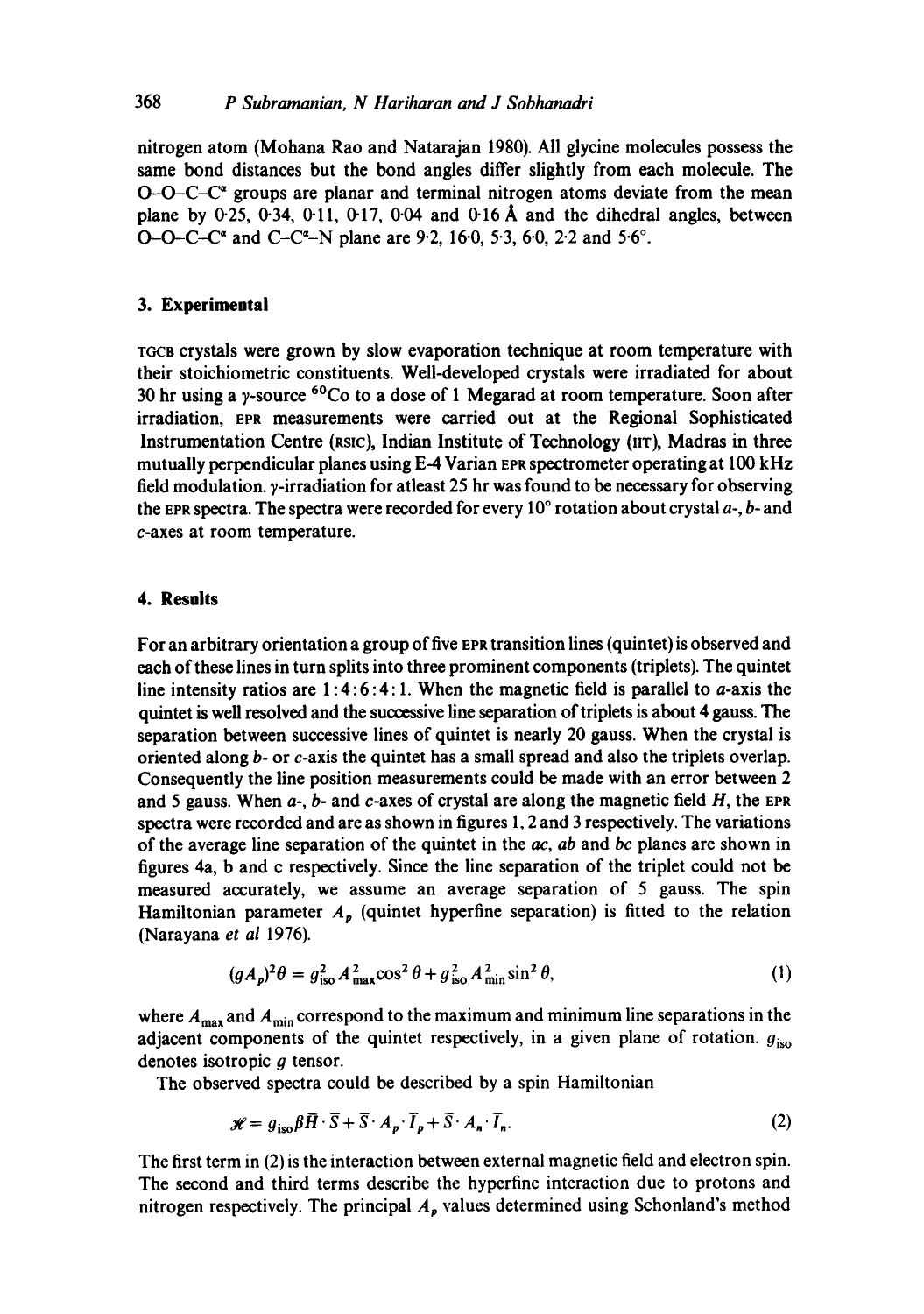nitrogen atom (Mohana Rao and Natarajan 1980). All glycine molecules possess the same bond distances but the bond angles differ slightly from each molecule. The O–O–C–$C^{\alpha}$ groups are planar and terminal nitrogen atoms deviate from the mean plane by 0·25, 0·34, 0·11, 0·17, 0·04 and 0·16 Å and the dihedral angles, between O–O–C–$C^{\alpha}$ and C–$C^{\alpha}$–N plane are 9·2, 16·0, 5·3, 6·0, 2·2 and 5·6°.

## 3. Experimental

TGCB crystals were grown by slow evaporation technique at room temperature with their stoichiometric constituents. Well-developed crystals were irradiated for about 30 hr using a $\gamma$-source $^{60}Co$ to a dose of 1 Megarad at room temperature. Soon after irradiation, EPR measurements were carried out at the Regional Sophisticated Instrumentation Centre (RSIC), Indian Institute of Technology (IIT), Madras in three mutually perpendicular planes using E-4 Varian EPR spectrometer operating at 100 kHz field modulation. $\gamma$-irradiation for atleast 25 hr was found to be necessary for observing the EPR spectra. The spectra were recorded for every 10° rotation about crystal *a*-, *b*- and *c*-axes at room temperature.

## 4. Results

For an arbitrary orientation a group of five EPR transition lines (quintet) is observed and each of these lines in turn splits into three prominent components (triplets). The quintet line intensity ratios are 1:4:6:4:1. When the magnetic field is parallel to *a*-axis the quintet is well resolved and the successive line separation of triplets is about 4 gauss. The separation between successive lines of quintet is nearly 20 gauss. When the crystal is oriented along *b*- or *c*-axis the quintet has a small spread and also the triplets overlap. Consequently the line position measurements could be made with an error between 2 and 5 gauss. When *a*-, *b*- and *c*-axes of crystal are along the magnetic field *H*, the EPR spectra were recorded and are as shown in figures 1, 2 and 3 respectively. The variations of the average line separation of the quintet in the *ac*, *ab* and *bc* planes are shown in figures 4a, b and c respectively. Since the line separation of the triplet could not be measured accurately, we assume an average separation of 5 gauss. The spin Hamiltonian parameter $A_p$ (quintet hyperfine separation) is fitted to the relation (Narayana *et al* 1976).

$$(gA_p)^2\theta = g_{\text{iso}}^2 A_{\text{max}}^2 \cos^2\theta + g_{\text{iso}}^2 A_{\text{min}}^2 \sin^2\theta, \tag{1}$$

where $A_{\text{max}}$ and $A_{\text{min}}$ correspond to the maximum and minimum line separations in the adjacent components of the quintet respectively, in a given plane of rotation. $g_{\text{iso}}$ denotes isotropic $g$ tensor.

The observed spectra could be described by a spin Hamiltonian

$$\mathscr{H} = g_{\text{iso}}\beta\bar{H}\cdot\bar{S} + \bar{S}\cdot A_p\cdot\bar{I}_p + \bar{S}\cdot A_n\cdot\bar{I}_n. \tag{2}$$

The first term in (2) is the interaction between external magnetic field and electron spin. The second and third terms describe the hyperfine interaction due to protons and nitrogen respectively. The principal $A_p$ values determined using Schonland's method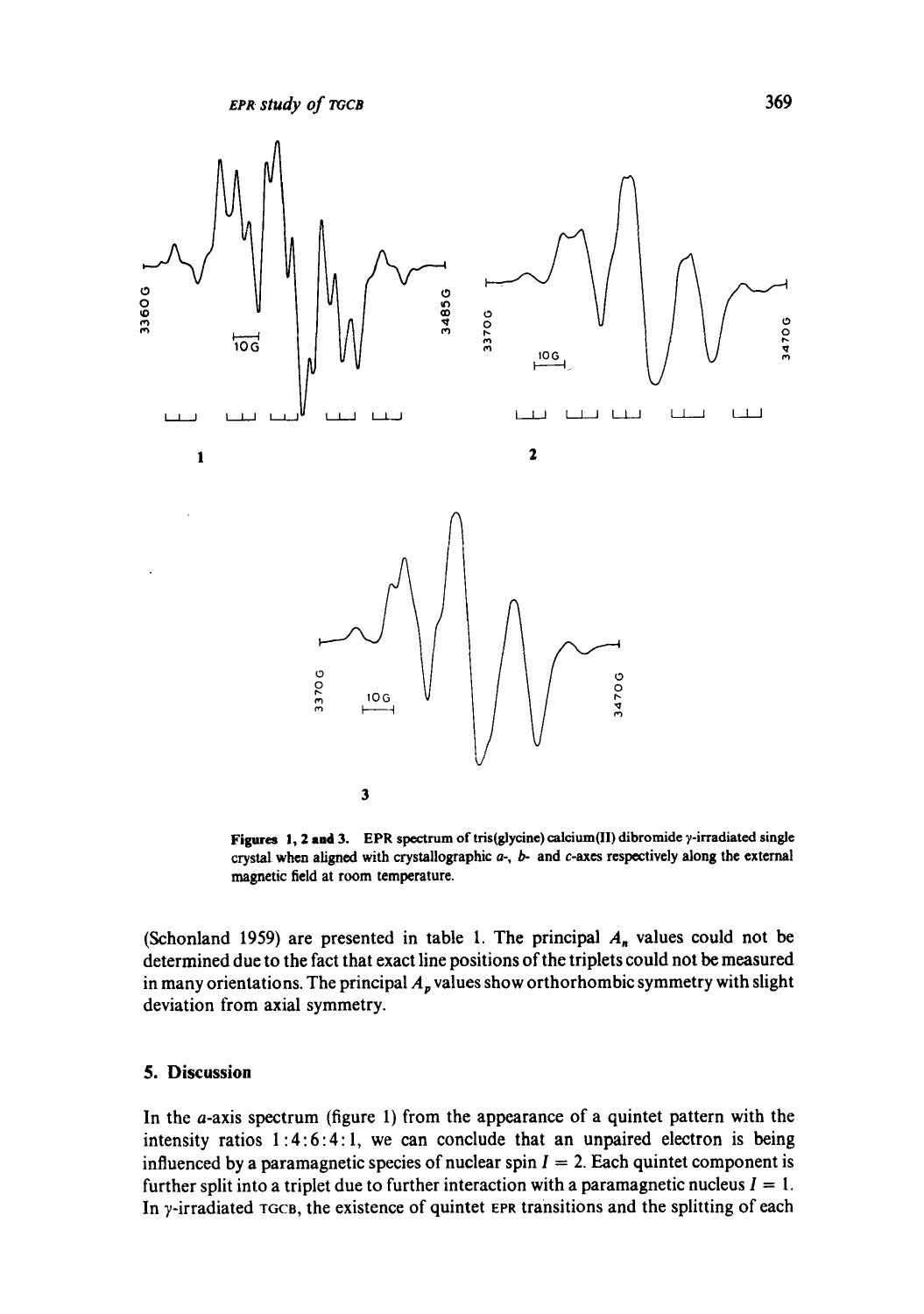**Figures 1, 2 and 3.** EPR spectrum of tris(glycine) calcium(II) dibromide γ-irradiated single crystal when aligned with crystallographic *a*-, *b*- and *c*-axes respectively along the external magnetic field at room temperature.

(Schonland 1959) are presented in table 1. The principal $A_n$ values could not be determined due to the fact that exact line positions of the triplets could not be measured in many orientations. The principal $A_p$ values show orthorhombic symmetry with slight deviation from axial symmetry.

## 5. Discussion

In the *a*-axis spectrum (figure 1) from the appearance of a quintet pattern with the intensity ratios 1:4:6:4:1, we can conclude that an unpaired electron is being influenced by a paramagnetic species of nuclear spin $I = 2$. Each quintet component is further split into a triplet due to further interaction with a paramagnetic nucleus $I = 1$. In γ-irradiated TGCB, the existence of quintet EPR transitions and the splitting of each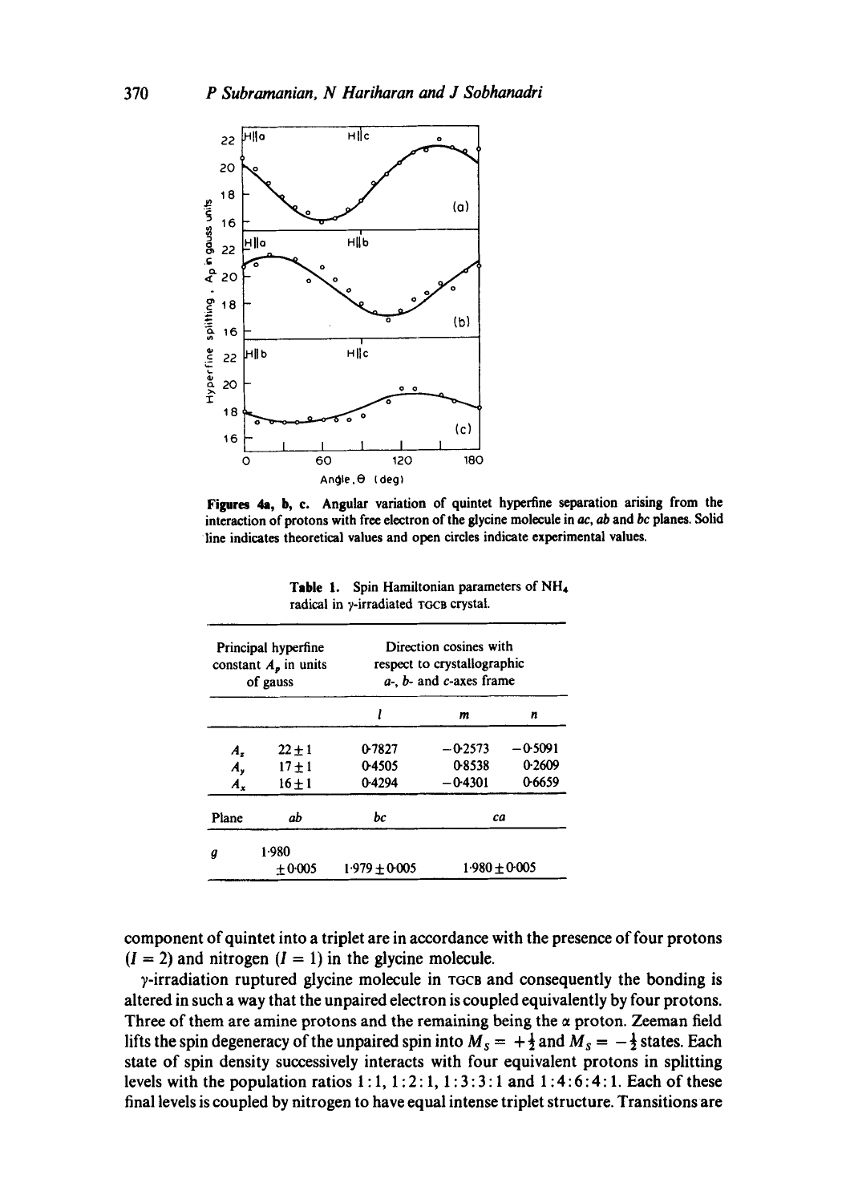**Figures 4a, b, c.** Angular variation of quintet hyperfine separation arising from the interaction of protons with free electron of the glycine molecule in *ac*, *ab* and *bc* planes. Solid line indicates theoretical values and open circles indicate experimental values.

**Table 1.** Spin Hamiltonian parameters of $NH_4$ radical in γ-irradiated TGCB crystal.

| Principal hyperfine constant $A_p$ in units of gauss | | Direction cosines with respect to crystallographic *a*-, *b*- and *c*-axes frame | | |
|---|---|---|---|---|
| | | $l$ | $m$ | $n$ |
| $A_z$ | $22 \pm 1$ | 0·7827 | −0·2573 | −0·5091 |
| $A_y$ | $17 \pm 1$ | 0·4505 | 0·8538 | 0·2609 |
| $A_x$ | $16 \pm 1$ | 0·4294 | −0·4301 | 0·6659 |

| Plane | *ab* | *bc* | *ca* |
|---|---|---|---|
| $g$ | 1·980 $\pm$ 0·005 | 1·979 $\pm$ 0·005 | 1·980 $\pm$ 0·005 |

component of quintet into a triplet are in accordance with the presence of four protons ($I = 2$) and nitrogen ($I = 1$) in the glycine molecule.

γ-irradiation ruptured glycine molecule in TGCB and consequently the bonding is altered in such a way that the unpaired electron is coupled equivalently by four protons. Three of them are amine protons and the remaining being the α proton. Zeeman field lifts the spin degeneracy of the unpaired spin into $M_S = +\frac{1}{2}$ and $M_S = -\frac{1}{2}$ states. Each state of spin density successively interacts with four equivalent protons in splitting levels with the population ratios 1 : 1, 1 : 2 : 1, 1 : 3 : 3 : 1 and 1 : 4 : 6 : 4 : 1. Each of these final levels is coupled by nitrogen to have equal intense triplet structure. Transitions are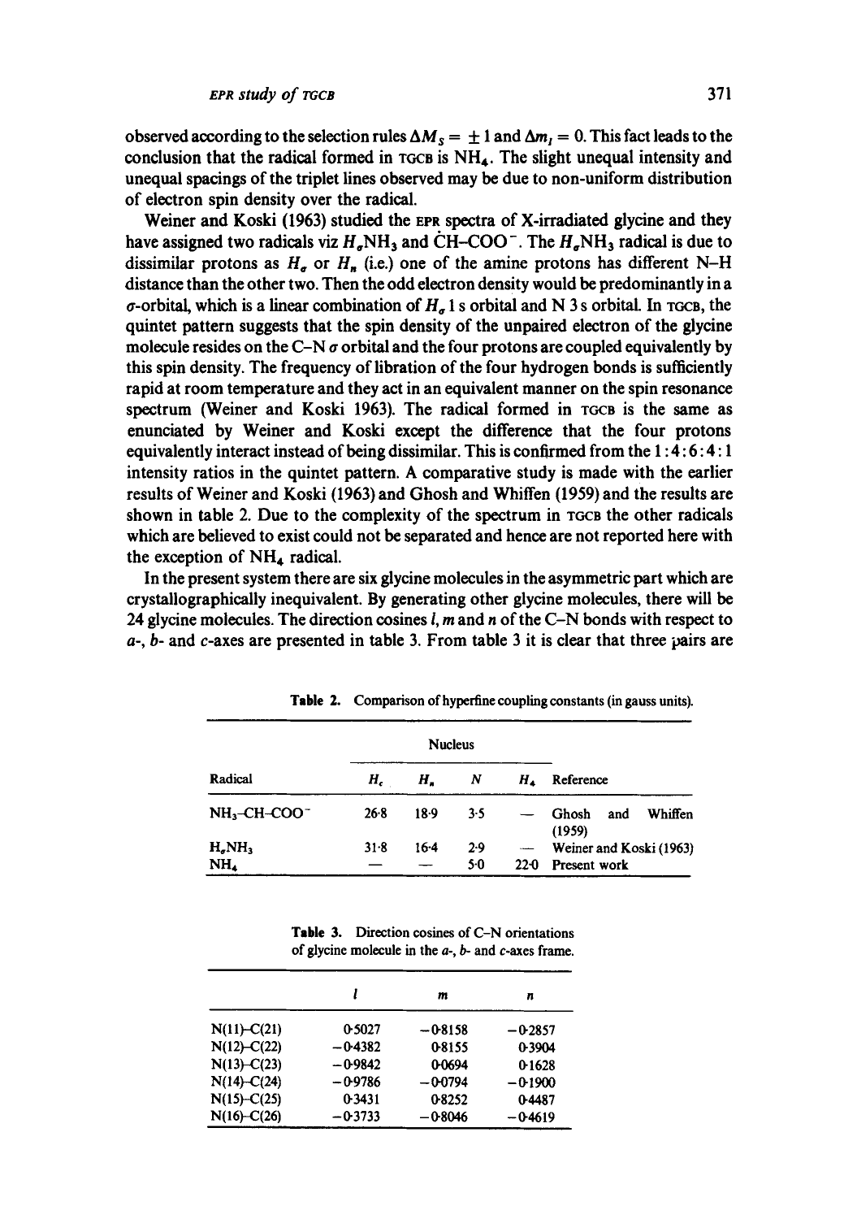observed according to the selection rules $\Delta M_S = \pm 1$ and $\Delta m_I = 0$. This fact leads to the conclusion that the radical formed in TGCB is $NH_4$. The slight unequal intensity and unequal spacings of the triplet lines observed may be due to non-uniform distribution of electron spin density over the radical.

Weiner and Koski (1963) studied the EPR spectra of X-irradiated glycine and they have assigned two radicals viz $H_\sigma NH_3$ and $\dot{C}H$–$COO^-$. The $H_\sigma NH_3$ radical is due to dissimilar protons as $H_\sigma$ or $H_\pi$ (i.e.) one of the amine protons has different N–H distance than the other two. Then the odd electron density would be predominantly in a $\sigma$-orbital, which is a linear combination of $H_\sigma$ 1 s orbital and N 3 s orbital. In TGCB, the quintet pattern suggests that the spin density of the unpaired electron of the glycine molecule resides on the C–N $\sigma$ orbital and the four protons are coupled equivalently by this spin density. The frequency of libration of the four hydrogen bonds is sufficiently rapid at room temperature and they act in an equivalent manner on the spin resonance spectrum (Weiner and Koski 1963). The radical formed in TGCB is the same as enunciated by Weiner and Koski except the difference that the four protons equivalently interact instead of being dissimilar. This is confirmed from the 1 : 4 : 6 : 4 : 1 intensity ratios in the quintet pattern. A comparative study is made with the earlier results of Weiner and Koski (1963) and Ghosh and Whiffen (1959) and the results are shown in table 2. Due to the complexity of the spectrum in TGCB the other radicals which are believed to exist could not be separated and hence are not reported here with the exception of $NH_4$ radical.

In the present system there are six glycine molecules in the asymmetric part which are crystallographically inequivalent. By generating other glycine molecules, there will be 24 glycine molecules. The direction cosines $l$, $m$ and $n$ of the C–N bonds with respect to $a$-, $b$- and $c$-axes are presented in table 3. From table 3 it is clear that three pairs are

**Table 2.** Comparison of hyperfine coupling constants (in gauss units).

| Radical | Nucleus | | | | Reference |
|---|---|---|---|---|---|
| | $H_c$ | $H_n$ | $N$ | $H_4$ | |
| $NH_3$–CH–$COO^-$ | 26·8 | 18·9 | 3·5 | — | Ghosh and Whiffen (1959) |
| $H_\sigma NH_3$ | 31·8 | 16·4 | 2·9 | — | Weiner and Koski (1963) |
| $NH_4$ | — | — | 5·0 | 22·0 | Present work |

**Table 3.** Direction cosines of C–N orientations of glycine molecule in the $a$-, $b$- and $c$-axes frame.

| | $l$ | $m$ | $n$ |
|---|---|---|---|
| N(11)–C(21) | 0·5027 | −0·8158 | −0·2857 |
| N(12)–C(22) | −0·4382 | 0·8155 | 0·3904 |
| N(13)–C(23) | −0·9842 | 0·0694 | 0·1628 |
| N(14)–C(24) | −0·9786 | −0·0794 | −0·1900 |
| N(15)–C(25) | 0·3431 | 0·8252 | 0·4487 |
| N(16)–C(26) | −0·3733 | −0·8046 | −0·4619 |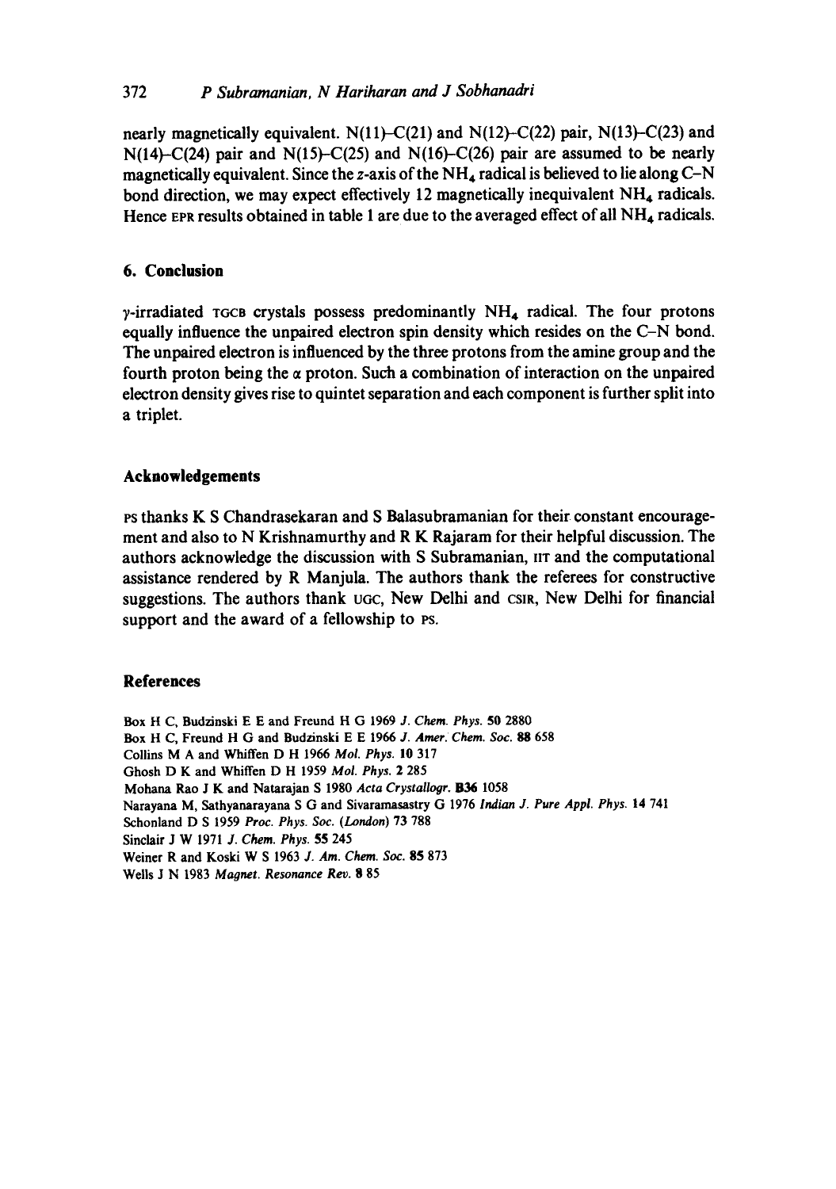nearly magnetically equivalent. N(11)–C(21) and N(12)–C(22) pair, N(13)–C(23) and N(14)–C(24) pair and N(15)–C(25) and N(16)–C(26) pair are assumed to be nearly magnetically equivalent. Since the $z$-axis of the $NH_4$ radical is believed to lie along C–N bond direction, we may expect effectively 12 magnetically inequivalent $NH_4$ radicals. Hence EPR results obtained in table 1 are due to the averaged effect of all $NH_4$ radicals.

## 6. Conclusion

$\gamma$-irradiated TGCB crystals possess predominantly $NH_4$ radical. The four protons equally influence the unpaired electron spin density which resides on the C–N bond. The unpaired electron is influenced by the three protons from the amine group and the fourth proton being the $\alpha$ proton. Such a combination of interaction on the unpaired electron density gives rise to quintet separation and each component is further split into a triplet.

## Acknowledgements

PS thanks K S Chandrasekaran and S Balasubramanian for their constant encouragement and also to N Krishnamurthy and R K Rajaram for their helpful discussion. The authors acknowledge the discussion with S Subramanian, IIT and the computational assistance rendered by R Manjula. The authors thank the referees for constructive suggestions. The authors thank UGC, New Delhi and CSIR, New Delhi for financial support and the award of a fellowship to PS.

## References

Box H C, Budzinski E E and Freund H G 1969 *J. Chem. Phys.* **50** 2880

Box H C, Freund H G and Budzinski E E 1966 *J. Amer. Chem. Soc.* **88** 658

Collins M A and Whiffen D H 1966 *Mol. Phys.* **10** 317

Ghosh D K and Whiffen D H 1959 *Mol. Phys.* **2** 285

Mohana Rao J K and Natarajan S 1980 *Acta Crystallogr.* **B36** 1058

Narayana M, Sathyanarayana S G and Sivaramasastry G 1976 *Indian J. Pure Appl. Phys.* **14** 741

Schonland D S 1959 *Proc. Phys. Soc. (London)* **73** 788

Sinclair J W 1971 *J. Chem. Phys.* **55** 245

Weiner R and Koski W S 1963 *J. Am. Chem. Soc.* **85** 873

Wells J N 1983 *Magnet. Resonance Rev.* **8** 85